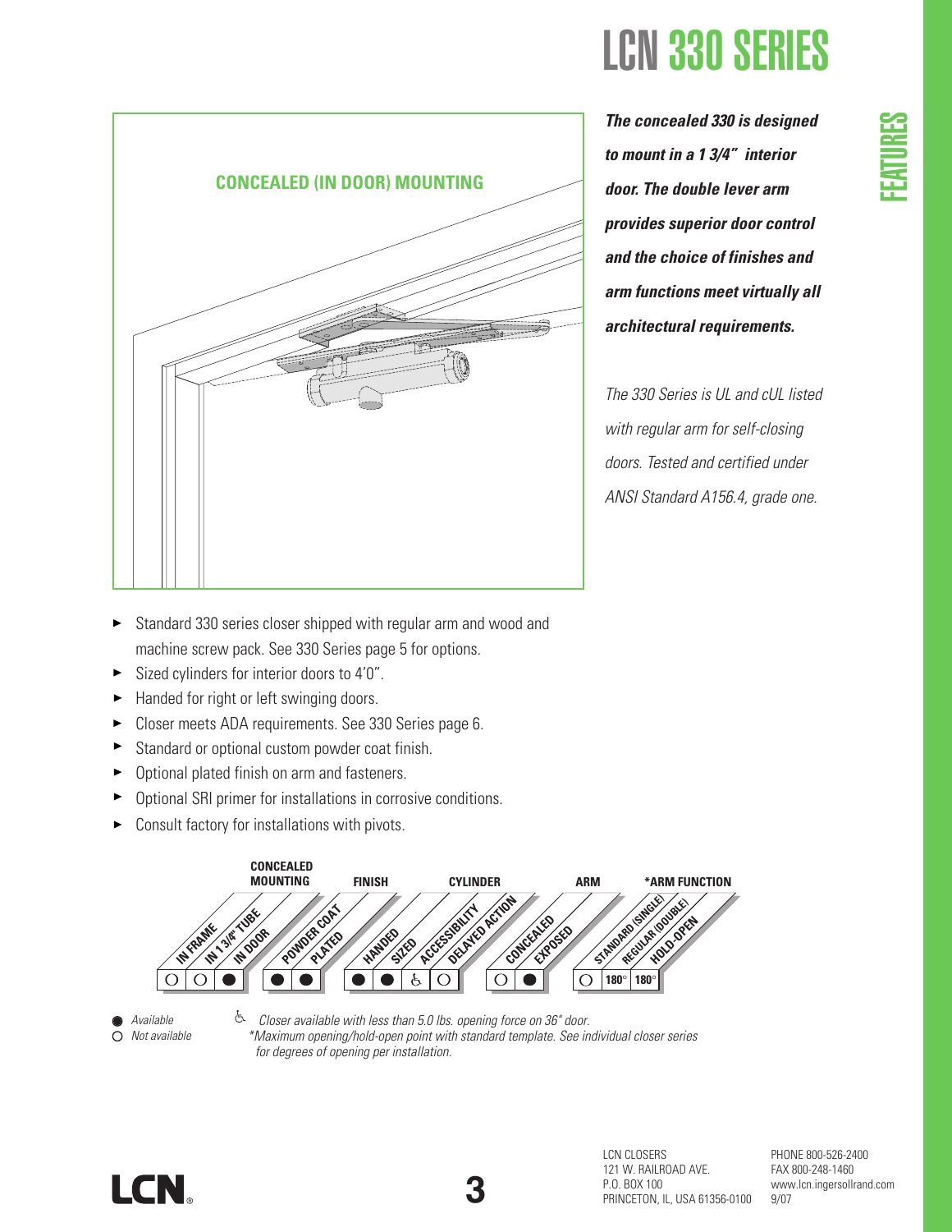# LCN 330 SERIES

FEATURES

CONCEALED (IN DOOR) MOUNTING

***The concealed 330 is designed to mount in a 1 3/4" interior door. The double lever arm provides superior door control and the choice of finishes and arm functions meet virtually all architectural requirements.***

*The 330 Series is UL and cUL listed with regular arm for self-closing doors. Tested and certified under ANSI Standard A156.4, grade one.*

- Standard 330 series closer shipped with regular arm and wood and machine screw pack. See 330 Series page 5 for options.
- Sized cylinders for interior doors to 4'0".
- Handed for right or left swinging doors.
- Closer meets ADA requirements. See 330 Series page 6.
- Standard or optional custom powder coat finish.
- Optional plated finish on arm and fasteners.
- Optional SRI primer for installations in corrosive conditions.
- Consult factory for installations with pivots.

| CONCEALED MOUNTING | | | FINISH | | CYLINDER | | | | ARM | | *ARM FUNCTION | | |
|---|---|---|---|---|---|---|---|---|---|---|---|---|---|
| IN FRAME | IN 1 3/4" TUBE | IN DOOR | POWDER COAT | PLATED | HANDED | SIZED | ACCESSIBILITY | DELAYED ACTION | CONCEALED | EXPOSED | STANDARD (SINGLE) | REGULAR (DOUBLE) | HOLD-OPEN |
| ○ | ○ | ● | ● | ● | ● | ● | ♿ | ○ | ○ | ● | ○ | 180° | 180° |

● *Available*
○ *Not available*

♿ *Closer available with less than 5.0 lbs. opening force on 36" door.*
*\*Maximum opening/hold-open point with standard template. See individual closer series for degrees of opening per installation.*

LCN CLOSERS
121 W. RAILROAD AVE.
P.O. BOX 100
PRINCETON, IL, USA 61356-0100

PHONE 800-526-2400
FAX 800-248-1460
www.lcn.ingersollrand.com
9/07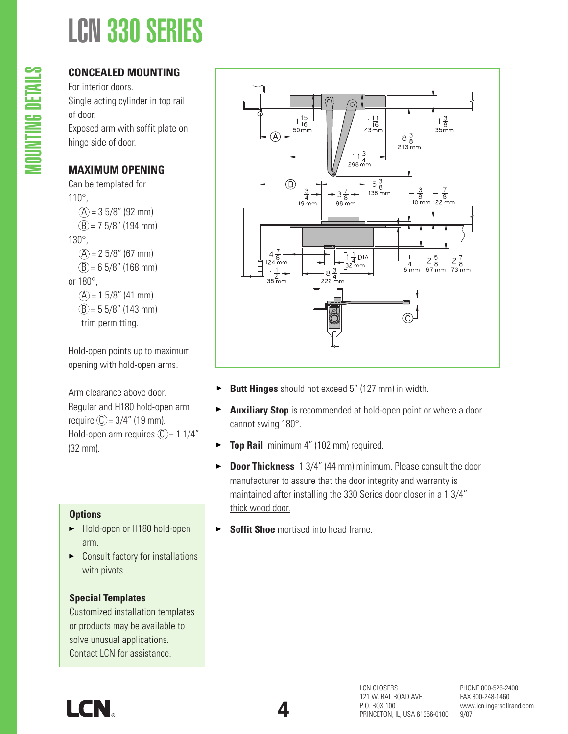# LCN 330 SERIES

## MOUNTING DETAILS

### CONCEALED MOUNTING

For interior doors.
Single acting cylinder in top rail of door.
Exposed arm with soffit plate on hinge side of door.

### MAXIMUM OPENING

Can be templated for
110°,
- (A) = 3 5/8" (92 mm)
- (B) = 7 5/8" (194 mm)

130°,
- (A) = 2 5/8" (67 mm)
- (B) = 6 5/8" (168 mm)

or 180°,
- (A) = 1 5/8" (41 mm)
- (B) = 5 5/8" (143 mm)

trim permitting.

Hold-open points up to maximum opening with hold-open arms.

Arm clearance above door.
Regular and H180 hold-open arm require (C) = 3/4" (19 mm).
Hold-open arm requires (C) = 1 1/4" (32 mm).

### Options

- Hold-open or H180 hold-open arm.
- Consult factory for installations with pivots.

### Special Templates

Customized installation templates or products may be available to solve unusual applications. Contact LCN for assistance.

- **Butt Hinges** should not exceed 5" (127 mm) in width.
- **Auxiliary Stop** is recommended at hold-open point or where a door cannot swing 180°.
- **Top Rail** minimum 4" (102 mm) required.
- **Door Thickness** 1 3/4" (44 mm) minimum. Please consult the door manufacturer to assure that the door integrity and warranty is maintained after installing the 330 Series door closer in a 1 3/4" thick wood door.
- **Soffit Shoe** mortised into head frame.

LCN CLOSERS
121 W. RAILROAD AVE.
P.O. BOX 100
PRINCETON, IL, USA 61356-0100

PHONE 800-526-2400
FAX 800-248-1460
www.lcn.ingersollrand.com
9/07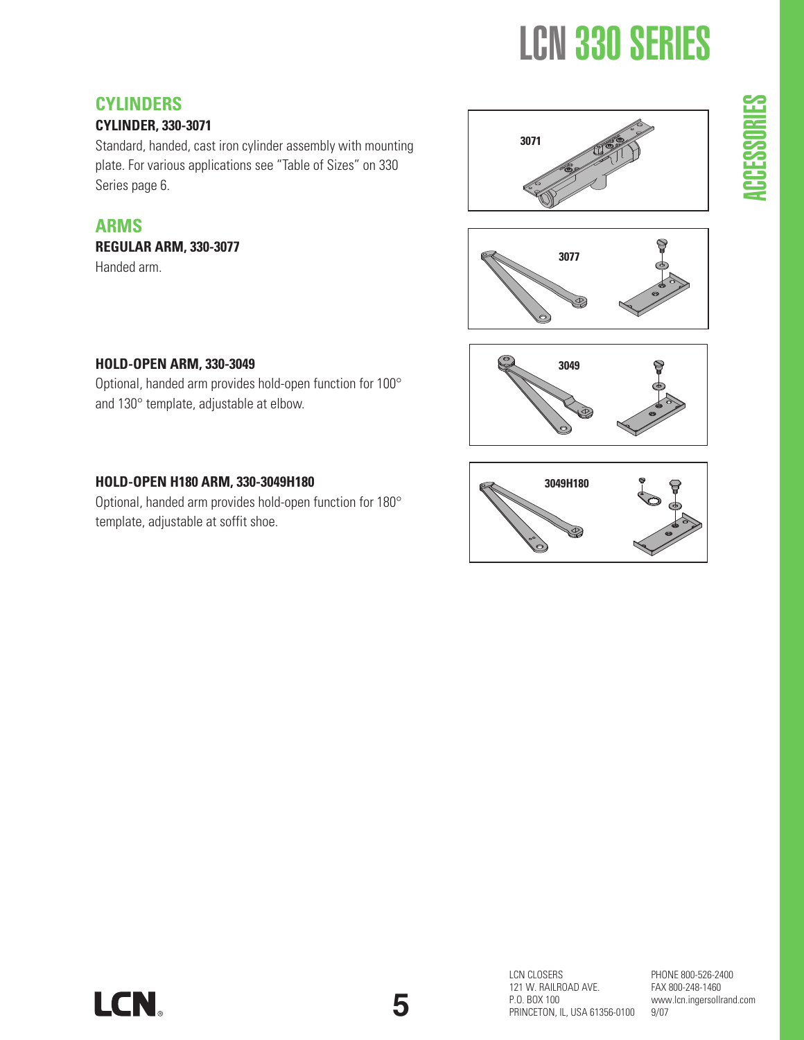# LCN 330 SERIES

## ACCESSORIES

## CYLINDERS

### CYLINDER, 330-3071

Standard, handed, cast iron cylinder assembly with mounting plate. For various applications see "Table of Sizes" on 330 Series page 6.

3071

## ARMS

### REGULAR ARM, 330-3077

Handed arm.

3077

### HOLD-OPEN ARM, 330-3049

Optional, handed arm provides hold-open function for 100° and 130° template, adjustable at elbow.

3049

### HOLD-OPEN H180 ARM, 330-3049H180

Optional, handed arm provides hold-open function for 180° template, adjustable at soffit shoe.

3049H180

LCN CLOSERS
121 W. RAILROAD AVE.
P.O. BOX 100
PRINCETON, IL, USA 61356-0100

PHONE 800-526-2400
FAX 800-248-1460
www.lcn.ingersollrand.com
9/07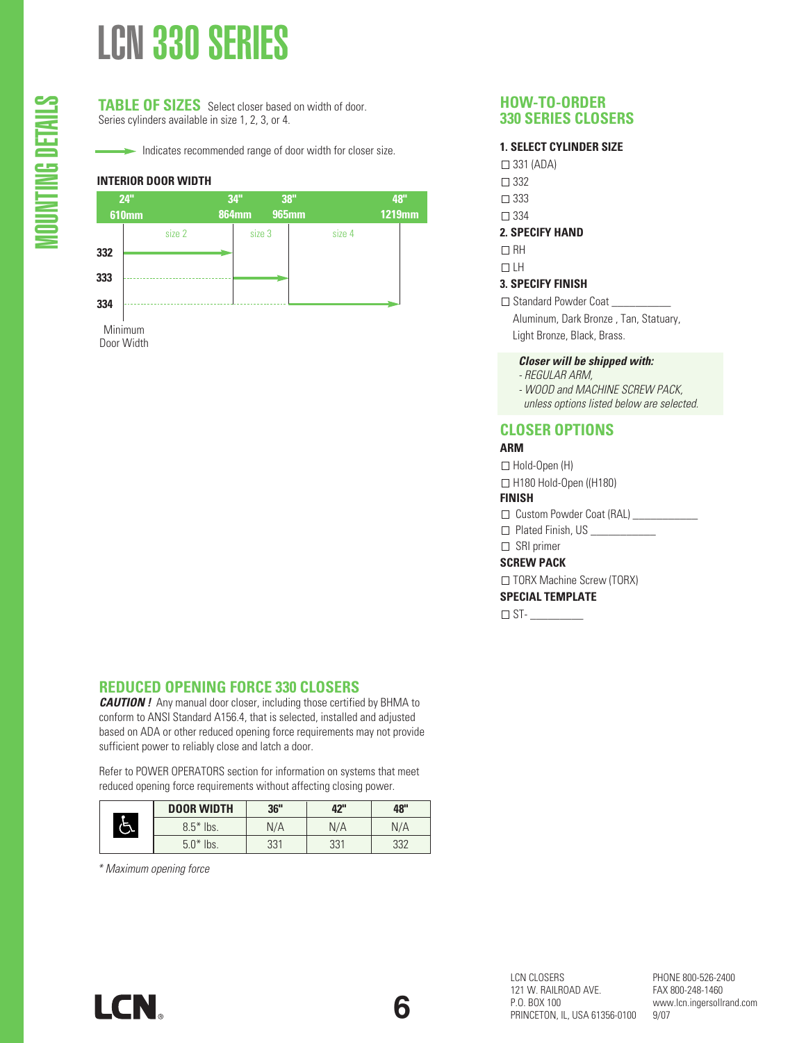# LCN 330 SERIES

MOUNTING DETAILS

## TABLE OF SIZES

Select closer based on width of door. Series cylinders available in size 1, 2, 3, or 4.

Indicates recommended range of door width for closer size.

### INTERIOR DOOR WIDTH

24" 610mm
34" 864mm
38" 965mm
48" 1219mm

size 2
size 3
size 4

332
333
334

Minimum Door Width

## REDUCED OPENING FORCE 330 CLOSERS

***CAUTION !*** Any manual door closer, including those certified by BHMA to conform to ANSI Standard A156.4, that is selected, installed and adjusted based on ADA or other reduced opening force requirements may not provide sufficient power to reliably close and latch a door.

Refer to POWER OPERATORS section for information on systems that meet reduced opening force requirements without affecting closing power.

| | DOOR WIDTH | 36" | 42" | 48" |
|---|---|---|---|---|
| ♿ | 8.5* lbs. | N/A | N/A | N/A |
| | 5.0* lbs. | 331 | 331 | 332 |

*\* Maximum opening force*

## HOW-TO-ORDER 330 SERIES CLOSERS

**1. SELECT CYLINDER SIZE**

- ☐ 331 (ADA)
- ☐ 332
- ☐ 333
- ☐ 334

**2. SPECIFY HAND**

- ☐ RH
- ☐ LH

**3. SPECIFY FINISH**

- ☐ Standard Powder Coat __________
  Aluminum, Dark Bronze , Tan, Statuary, Light Bronze, Black, Brass.

***Closer will be shipped with:***
*- REGULAR ARM,*
*- WOOD and MACHINE SCREW PACK, unless options listed below are selected.*

## CLOSER OPTIONS

**ARM**

- ☐ Hold-Open (H)
- ☐ H180 Hold-Open ((H180)

**FINISH**

- ☐ Custom Powder Coat (RAL) ___________
- ☐ Plated Finish, US ___________
- ☐ SRI primer

**SCREW PACK**

- ☐ TORX Machine Screw (TORX)

**SPECIAL TEMPLATE**

- ☐ ST- _________

LCN

LCN CLOSERS
121 W. RAILROAD AVE.
P.O. BOX 100
PRINCETON, IL, USA 61356-0100

PHONE 800-526-2400
FAX 800-248-1460
www.lcn.ingersollrand.com
9/07